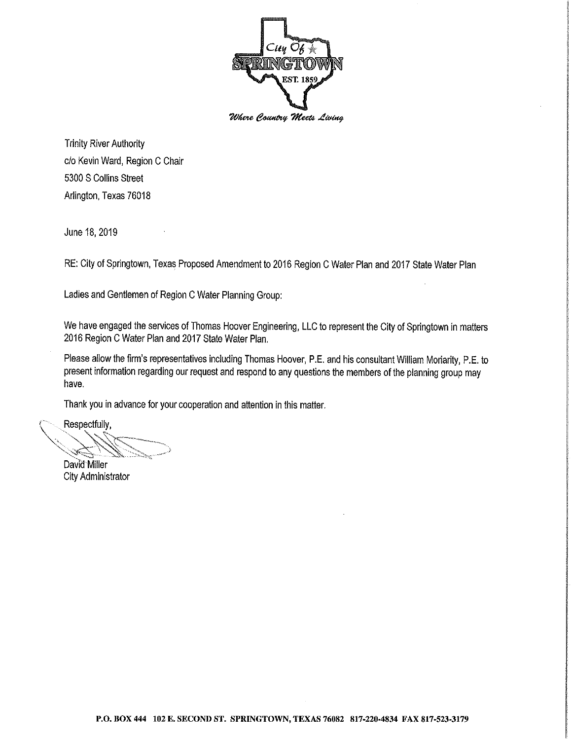City Of
SPRINGTOWN
EST. 1859

*Where Country Meets Living*

Trinity River Authority
c/o Kevin Ward, Region C Chair
5300 S Collins Street
Arlington, Texas 76018

June 18, 2019

RE: City of Springtown, Texas Proposed Amendment to 2016 Region C Water Plan and 2017 State Water Plan

Ladies and Gentlemen of Region C Water Planning Group:

We have engaged the services of Thomas Hoover Engineering, LLC to represent the City of Springtown in matters 2016 Region C Water Plan and 2017 State Water Plan.

Please allow the firm's representatives including Thomas Hoover, P.E. and his consultant William Moriarity, P.E. to present information regarding our request and respond to any questions the members of the planning group may have.

Thank you in advance for your cooperation and attention in this matter.

Respectfully,

David Miller
City Administrator

P.O. BOX 444 102 E. SECOND ST. SPRINGTOWN, TEXAS 76082 817-220-4834 FAX 817-523-3179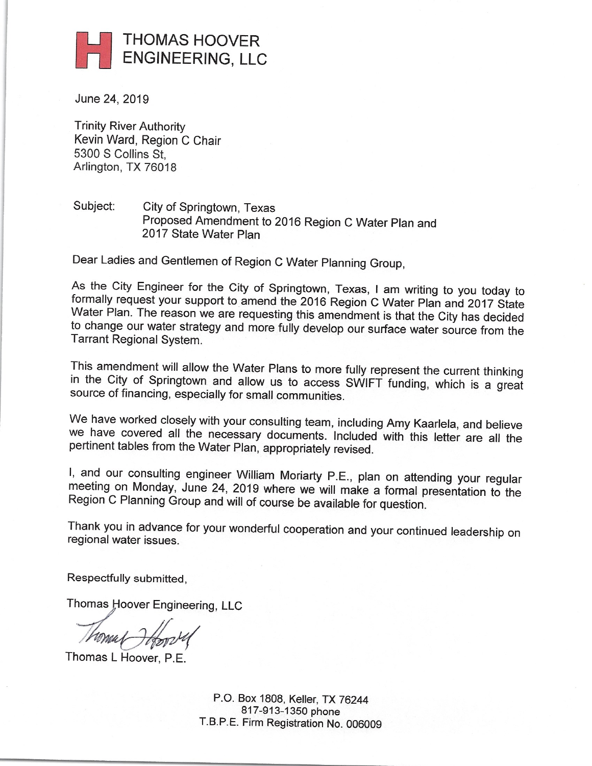# THOMAS HOOVER ENGINEERING, LLC

June 24, 2019

Trinity River Authority
Kevin Ward, Region C Chair
5300 S Collins St,
Arlington, TX 76018

Subject: City of Springtown, Texas
Proposed Amendment to 2016 Region C Water Plan and 2017 State Water Plan

Dear Ladies and Gentlemen of Region C Water Planning Group,

As the City Engineer for the City of Springtown, Texas, I am writing to you today to formally request your support to amend the 2016 Region C Water Plan and 2017 State Water Plan. The reason we are requesting this amendment is that the City has decided to change our water strategy and more fully develop our surface water source from the Tarrant Regional System.

This amendment will allow the Water Plans to more fully represent the current thinking in the City of Springtown and allow us to access SWIFT funding, which is a great source of financing, especially for small communities.

We have worked closely with your consulting team, including Amy Kaarlela, and believe we have covered all the necessary documents. Included with this letter are all the pertinent tables from the Water Plan, appropriately revised.

I, and our consulting engineer William Moriarty P.E., plan on attending your regular meeting on Monday, June 24, 2019 where we will make a formal presentation to the Region C Planning Group and will of course be available for question.

Thank you in advance for your wonderful cooperation and your continued leadership on regional water issues.

Respectfully submitted,

Thomas Hoover Engineering, LLC

Thomas L Hoover, P.E.

P.O. Box 1808, Keller, TX 76244
817-913-1350 phone
T.B.P.E. Firm Registration No. 006009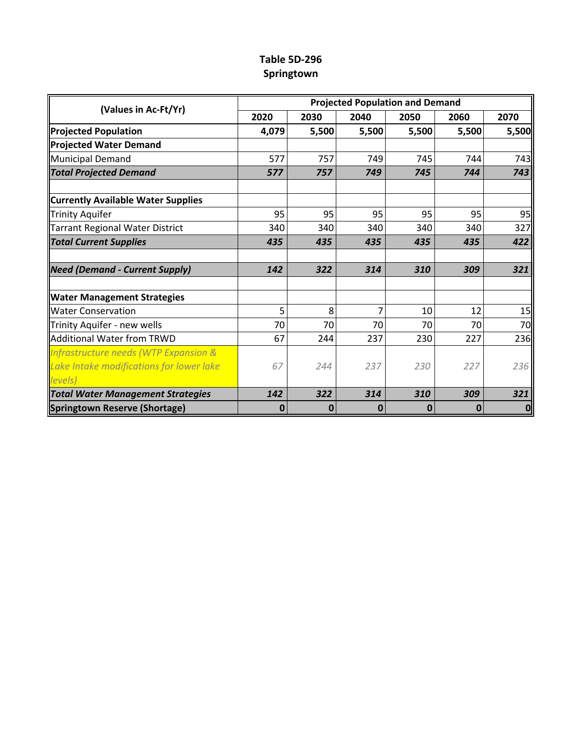# Table 5D-296
## Springtown

| (Values in Ac-Ft/Yr) | Projected Population and Demand | | | | | |
|---|---|---|---|---|---|---|
| | 2020 | 2030 | 2040 | 2050 | 2060 | 2070 |
| **Projected Population** | **4,079** | **5,500** | **5,500** | **5,500** | **5,500** | **5,500** |
| **Projected Water Demand** | | | | | | |
| Municipal Demand | 577 | 757 | 749 | 745 | 744 | 743 |
| ***Total Projected Demand*** | ***577*** | ***757*** | ***749*** | ***745*** | ***744*** | ***743*** |
| | | | | | | |
| **Currently Available Water Supplies** | | | | | | |
| Trinity Aquifer | 95 | 95 | 95 | 95 | 95 | 95 |
| Tarrant Regional Water District | 340 | 340 | 340 | 340 | 340 | 327 |
| ***Total Current Supplies*** | ***435*** | ***435*** | ***435*** | ***435*** | ***435*** | ***422*** |
| | | | | | | |
| ***Need (Demand - Current Supply)*** | ***142*** | ***322*** | ***314*** | ***310*** | ***309*** | ***321*** |
| | | | | | | |
| **Water Management Strategies** | | | | | | |
| Water Conservation | 5 | 8 | 7 | 10 | 12 | 15 |
| Trinity Aquifer - new wells | 70 | 70 | 70 | 70 | 70 | 70 |
| Additional Water from TRWD | 67 | 244 | 237 | 230 | 227 | 236 |
| *Infrastructure needs (WTP Expansion & Lake Intake modifications for lower lake levels)* | *67* | *244* | *237* | *230* | *227* | *236* |
| ***Total Water Management Strategies*** | ***142*** | ***322*** | ***314*** | ***310*** | ***309*** | ***321*** |
| **Springtown Reserve (Shortage)** | **0** | **0** | **0** | **0** | **0** | **0** |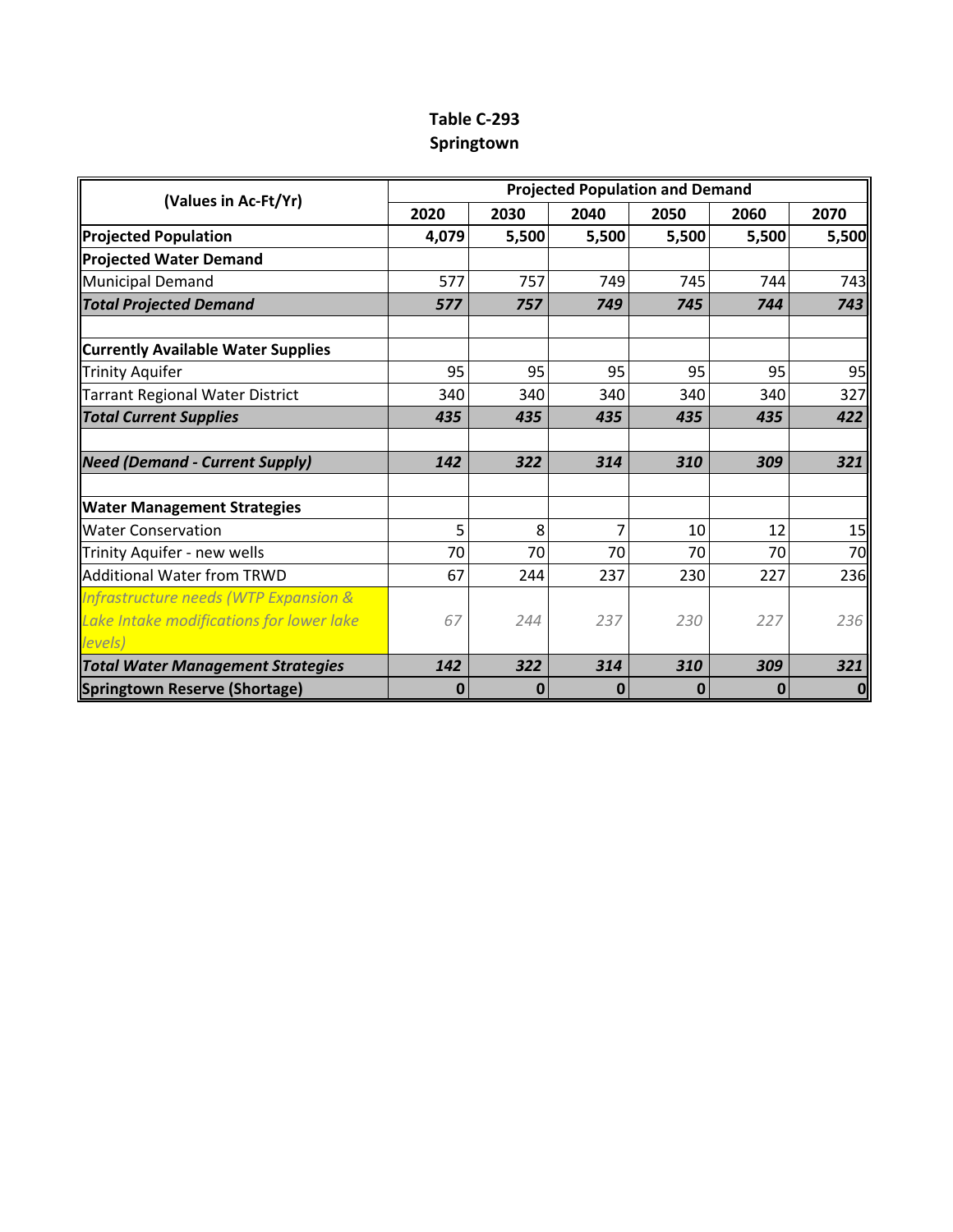# Table C-293
## Springtown

| (Values in Ac-Ft/Yr) | Projected Population and Demand | | | | | |
|---|---|---|---|---|---|---|
| | 2020 | 2030 | 2040 | 2050 | 2060 | 2070 |
| **Projected Population** | **4,079** | **5,500** | **5,500** | **5,500** | **5,500** | **5,500** |
| **Projected Water Demand** | | | | | | |
| Municipal Demand | 577 | 757 | 749 | 745 | 744 | 743 |
| ***Total Projected Demand*** | ***577*** | ***757*** | ***749*** | ***745*** | ***744*** | ***743*** |
| | | | | | | |
| **Currently Available Water Supplies** | | | | | | |
| Trinity Aquifer | 95 | 95 | 95 | 95 | 95 | 95 |
| Tarrant Regional Water District | 340 | 340 | 340 | 340 | 340 | 327 |
| ***Total Current Supplies*** | ***435*** | ***435*** | ***435*** | ***435*** | ***435*** | ***422*** |
| | | | | | | |
| ***Need (Demand - Current Supply)*** | ***142*** | ***322*** | ***314*** | ***310*** | ***309*** | ***321*** |
| | | | | | | |
| **Water Management Strategies** | | | | | | |
| Water Conservation | 5 | 8 | 7 | 10 | 12 | 15 |
| Trinity Aquifer - new wells | 70 | 70 | 70 | 70 | 70 | 70 |
| Additional Water from TRWD | 67 | 244 | 237 | 230 | 227 | 236 |
| *Infrastructure needs (WTP Expansion & Lake Intake modifications for lower lake levels)* | *67* | *244* | *237* | *230* | *227* | *236* |
| ***Total Water Management Strategies*** | ***142*** | ***322*** | ***314*** | ***310*** | ***309*** | ***321*** |
| **Springtown Reserve (Shortage)** | **0** | **0** | **0** | **0** | **0** | **0** |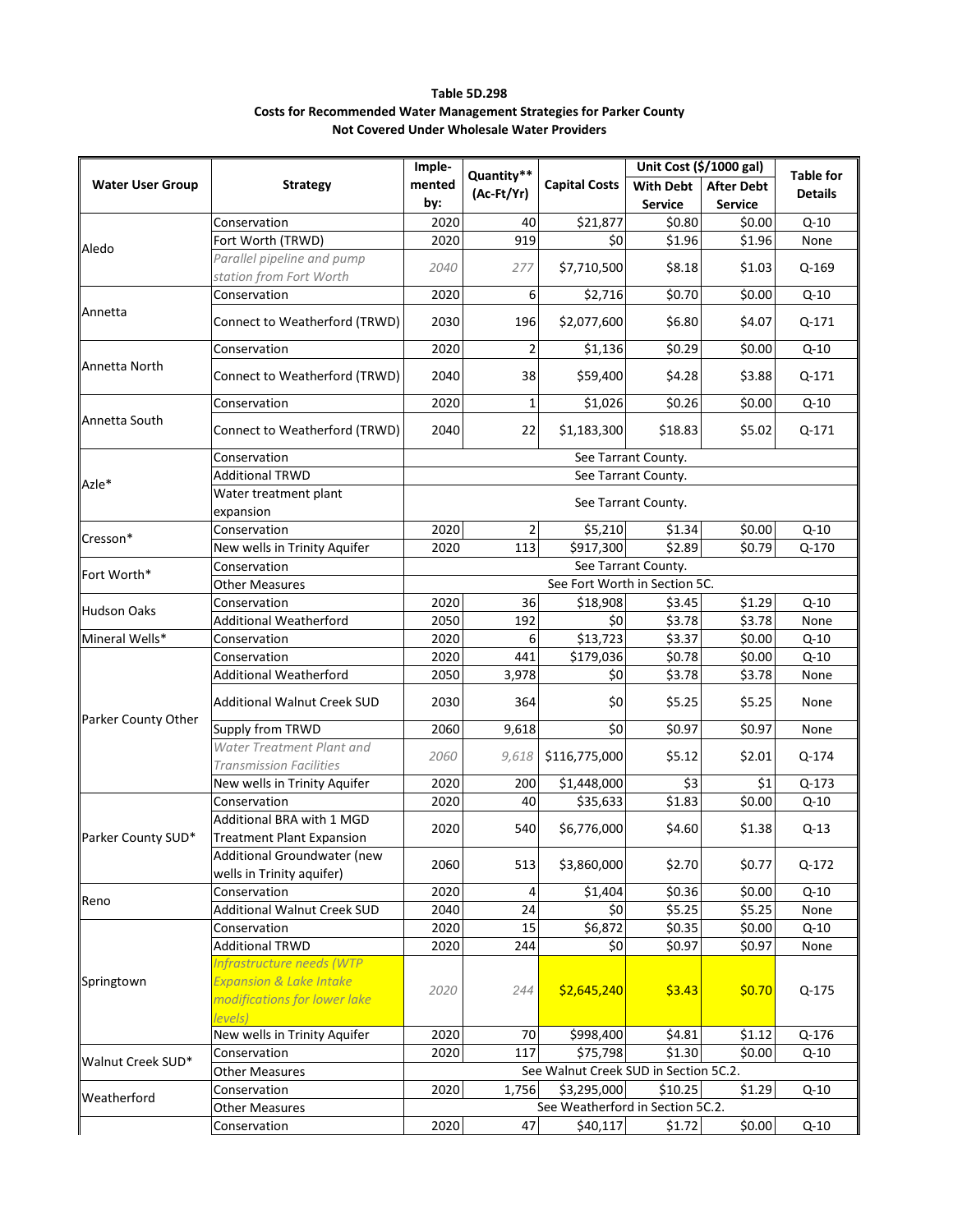**Table 5D.298**
**Costs for Recommended Water Management Strategies for Parker County**
**Not Covered Under Wholesale Water Providers**

| Water User Group | Strategy | Imple-mented by: | Quantity** (Ac-Ft/Yr) | Capital Costs | Unit Cost ($/1000 gal) | | Table for Details |
|---|---|---|---|---|---|---|---|
| | | | | | With Debt Service | After Debt Service | |
| Aledo | Conservation | 2020 | 40 | $21,877 | $0.80 | $0.00 | Q-10 |
| | Fort Worth (TRWD) | 2020 | 919 | $0 | $1.96 | $1.96 | None |
| | *Parallel pipeline and pump station from Fort Worth* | *2040* | *277* | $7,710,500 | $8.18 | $1.03 | Q-169 |
| Annetta | Conservation | 2020 | 6 | $2,716 | $0.70 | $0.00 | Q-10 |
| | Connect to Weatherford (TRWD) | 2030 | 196 | $2,077,600 | $6.80 | $4.07 | Q-171 |
| Annetta North | Conservation | 2020 | 2 | $1,136 | $0.29 | $0.00 | Q-10 |
| | Connect to Weatherford (TRWD) | 2040 | 38 | $59,400 | $4.28 | $3.88 | Q-171 |
| Annetta South | Conservation | 2020 | 1 | $1,026 | $0.26 | $0.00 | Q-10 |
| | Connect to Weatherford (TRWD) | 2040 | 22 | $1,183,300 | $18.83 | $5.02 | Q-171 |
| Azle* | Conservation | See Tarrant County. | | | | | |
| | Additional TRWD | See Tarrant County. | | | | | |
| | Water treatment plant expansion | See Tarrant County. | | | | | |
| Cresson* | Conservation | 2020 | 2 | $5,210 | $1.34 | $0.00 | Q-10 |
| | New wells in Trinity Aquifer | 2020 | 113 | $917,300 | $2.89 | $0.79 | Q-170 |
| Fort Worth* | Conservation | See Tarrant County. | | | | | |
| | Other Measures | See Fort Worth in Section 5C. | | | | | |
| Hudson Oaks | Conservation | 2020 | 36 | $18,908 | $3.45 | $1.29 | Q-10 |
| | Additional Weatherford | 2050 | 192 | $0 | $3.78 | $3.78 | None |
| Mineral Wells* | Conservation | 2020 | 6 | $13,723 | $3.37 | $0.00 | Q-10 |
| Parker County Other | Conservation | 2020 | 441 | $179,036 | $0.78 | $0.00 | Q-10 |
| | Additional Weatherford | 2050 | 3,978 | $0 | $3.78 | $3.78 | None |
| | Additional Walnut Creek SUD | 2030 | 364 | $0 | $5.25 | $5.25 | None |
| | Supply from TRWD | 2060 | 9,618 | $0 | $0.97 | $0.97 | None |
| | *Water Treatment Plant and Transmission Facilities* | *2060* | *9,618* | $116,775,000 | $5.12 | $2.01 | Q-174 |
| | New wells in Trinity Aquifer | 2020 | 200 | $1,448,000 | $3 | $1 | Q-173 |
| Parker County SUD* | Conservation | 2020 | 40 | $35,633 | $1.83 | $0.00 | Q-10 |
| | Additional BRA with 1 MGD Treatment Plant Expansion | 2020 | 540 | $6,776,000 | $4.60 | $1.38 | Q-13 |
| | Additional Groundwater (new wells in Trinity aquifer) | 2060 | 513 | $3,860,000 | $2.70 | $0.77 | Q-172 |
| Reno | Conservation | 2020 | 4 | $1,404 | $0.36 | $0.00 | Q-10 |
| | Additional Walnut Creek SUD | 2040 | 24 | $0 | $5.25 | $5.25 | None |
| Springtown | Conservation | 2020 | 15 | $6,872 | $0.35 | $0.00 | Q-10 |
| | Additional TRWD | 2020 | 244 | $0 | $0.97 | $0.97 | None |
| | *Infrastructure needs (WTP Expansion & Lake Intake modifications for lower lake levels)* | *2020* | *244* | $2,645,240 | $3.43 | $0.70 | Q-175 |
| | New wells in Trinity Aquifer | 2020 | 70 | $998,400 | $4.81 | $1.12 | Q-176 |
| Walnut Creek SUD* | Conservation | 2020 | 117 | $75,798 | $1.30 | $0.00 | Q-10 |
| | Other Measures | See Walnut Creek SUD in Section 5C.2. | | | | | |
| Weatherford | Conservation | 2020 | 1,756 | $3,295,000 | $10.25 | $1.29 | Q-10 |
| | Other Measures | See Weatherford in Section 5C.2. | | | | | |
| | Conservation | 2020 | 47 | $40,117 | $1.72 | $0.00 | Q-10 |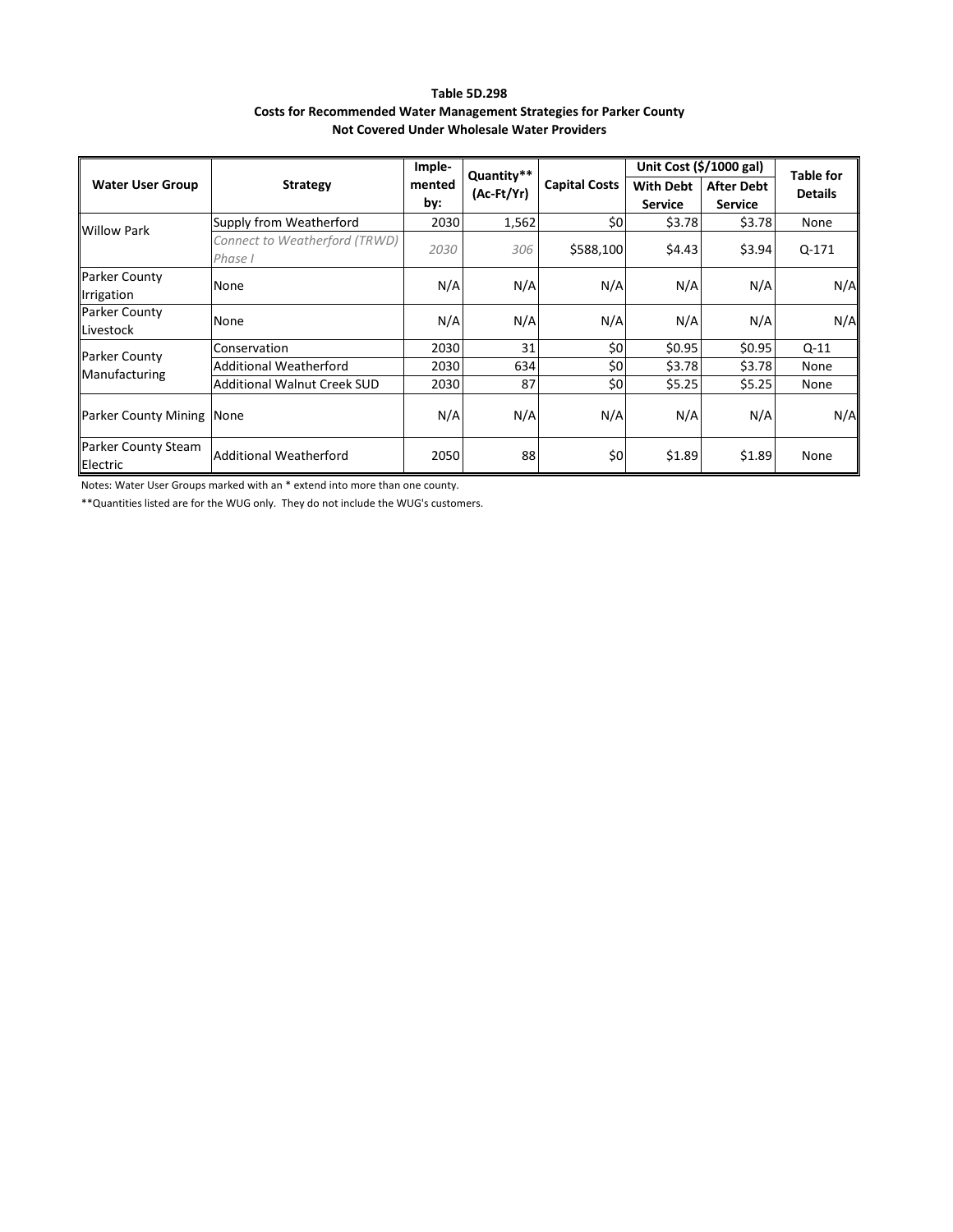**Table 5D.298**
**Costs for Recommended Water Management Strategies for Parker County Not Covered Under Wholesale Water Providers**

| Water User Group | Strategy | Imple-mented by: | Quantity** (Ac-Ft/Yr) | Capital Costs | Unit Cost ($/1000 gal) | | Table for Details |
|---|---|---|---|---|---|---|---|
| | | | | | With Debt Service | After Debt Service | |
| Willow Park | Supply from Weatherford | 2030 | 1,562 | $0 | $3.78 | $3.78 | None |
| | *Connect to Weatherford (TRWD) Phase I* | *2030* | *306* | $588,100 | $4.43 | $3.94 | Q-171 |
| Parker County Irrigation | None | N/A | N/A | N/A | N/A | N/A | N/A |
| Parker County Livestock | None | N/A | N/A | N/A | N/A | N/A | N/A |
| Parker County Manufacturing | Conservation | 2030 | 31 | $0 | $0.95 | $0.95 | Q-11 |
| | Additional Weatherford | 2030 | 634 | $0 | $3.78 | $3.78 | None |
| | Additional Walnut Creek SUD | 2030 | 87 | $0 | $5.25 | $5.25 | None |
| Parker County Mining | None | N/A | N/A | N/A | N/A | N/A | N/A |
| Parker County Steam Electric | Additional Weatherford | 2050 | 88 | $0 | $1.89 | $1.89 | None |

Notes: Water User Groups marked with an * extend into more than one county.

**Quantities listed are for the WUG only. They do not include the WUG's customers.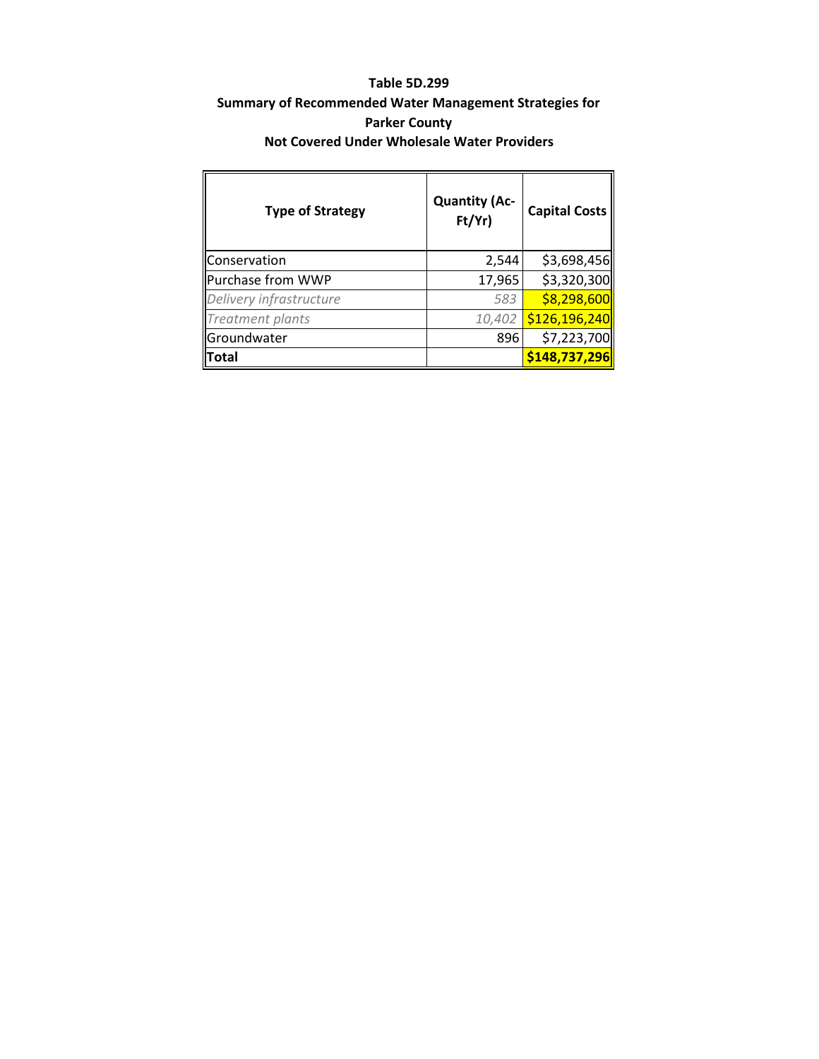**Table 5D.299**
**Summary of Recommended Water Management Strategies for**
**Parker County**
**Not Covered Under Wholesale Water Providers**

| Type of Strategy | Quantity (Ac-Ft/Yr) | Capital Costs |
|---|---|---|
| Conservation | 2,544 | $3,698,456 |
| Purchase from WWP | 17,965 | $3,320,300 |
| *Delivery infrastructure* | *583* | $8,298,600 |
| *Treatment plants* | *10,402* | $126,196,240 |
| Groundwater | 896 | $7,223,700 |
| **Total** | | **$148,737,296** |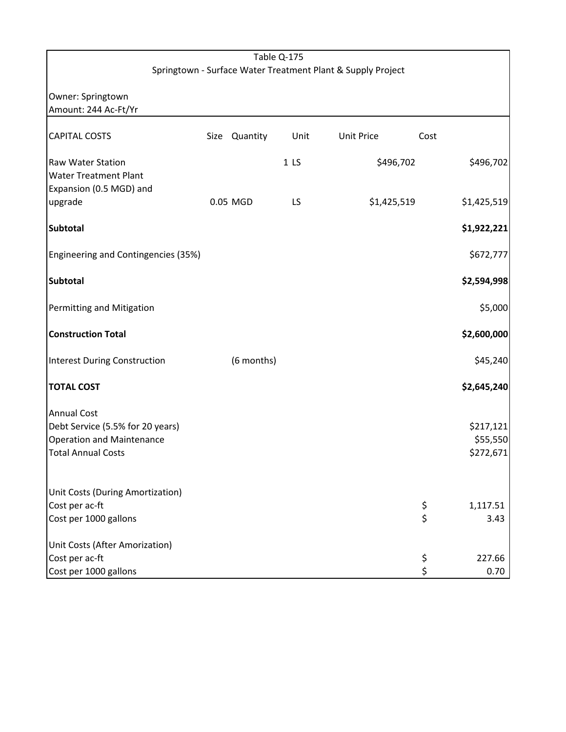Table Q-175
Springtown - Surface Water Treatment Plant & Supply Project

Owner: Springtown
Amount: 244 Ac-Ft/Yr

| CAPITAL COSTS | Size | Quantity | Unit | Unit Price | Cost | |
|---|---|---|---|---|---|---|
| Raw Water Station | | | 1 LS | $496,702 | | $496,702 |
| Water Treatment Plant Expansion (0.5 MGD) and upgrade | 0.05 | MGD | LS | $1,425,519 | | $1,425,519 |
| **Subtotal** | | | | | | **$1,922,221** |
| Engineering and Contingencies (35%) | | | | | | $672,777 |
| **Subtotal** | | | | | | **$2,594,998** |
| Permitting and Mitigation | | | | | | $5,000 |
| **Construction Total** | | | | | | **$2,600,000** |
| Interest During Construction | | (6 months) | | | | $45,240 |
| **TOTAL COST** | | | | | | **$2,645,240** |
| Annual Cost | | | | | | |
| Debt Service (5.5% for 20 years) | | | | | | $217,121 |
| Operation and Maintenance | | | | | | $55,550 |
| Total Annual Costs | | | | | | $272,671 |
| | | | | | | |
| Unit Costs (During Amortization) | | | | | | |
| Cost per ac-ft | | | | | $ | 1,117.51 |
| Cost per 1000 gallons | | | | | $ | 3.43 |
| | | | | | | |
| Unit Costs (After Amorization) | | | | | | |
| Cost per ac-ft | | | | | $ | 227.66 |
| Cost per 1000 gallons | | | | | $ | 0.70 |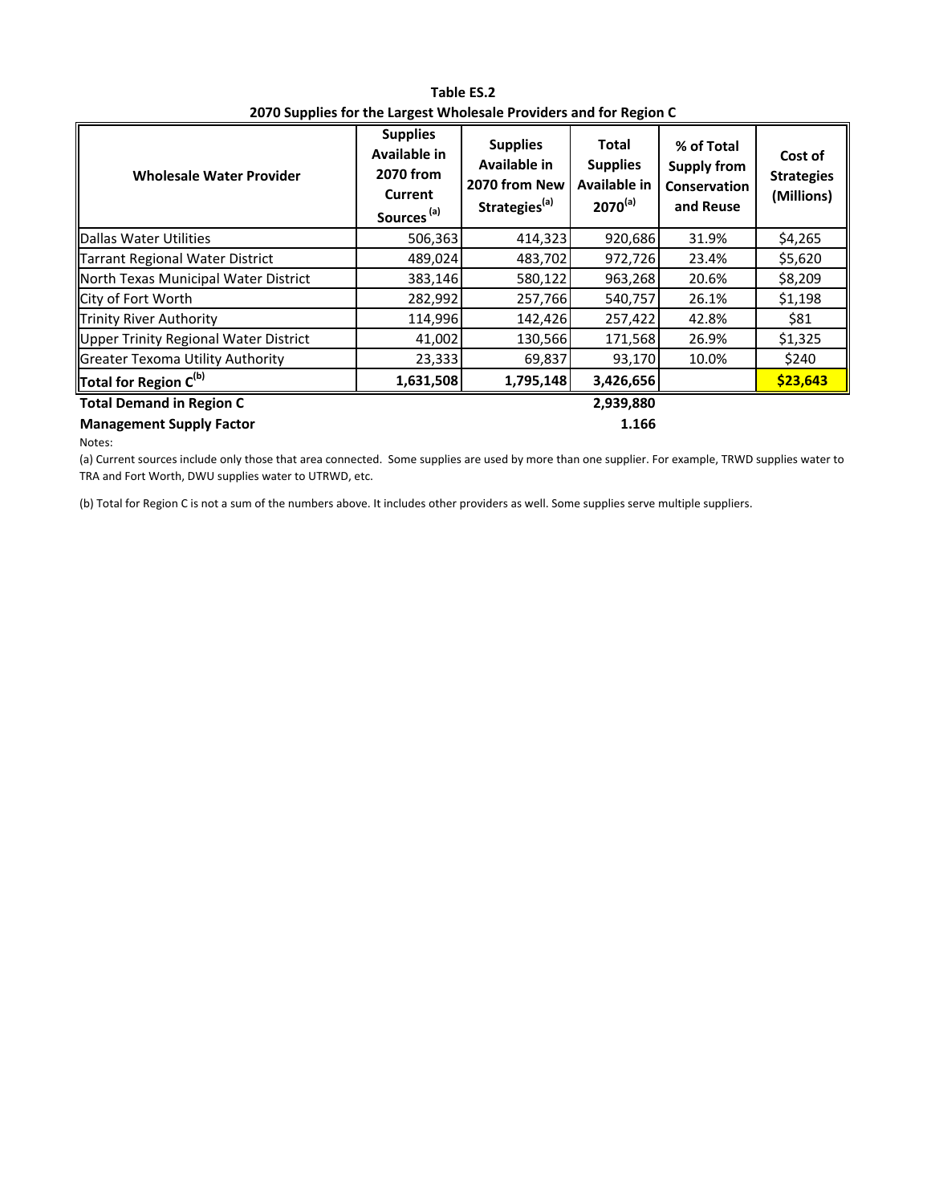**Table ES.2**
**2070 Supplies for the Largest Wholesale Providers and for Region C**

| Wholesale Water Provider | Supplies Available in 2070 from Current Sources [(a)] | Supplies Available in 2070 from New Strategies[(a)] | Total Supplies Available in 2070[(a)] | % of Total Supply from Conservation and Reuse | Cost of Strategies (Millions) |
|---|---|---|---|---|---|
| Dallas Water Utilities | 506,363 | 414,323 | 920,686 | 31.9% | $4,265 |
| Tarrant Regional Water District | 489,024 | 483,702 | 972,726 | 23.4% | $5,620 |
| North Texas Municipal Water District | 383,146 | 580,122 | 963,268 | 20.6% | $8,209 |
| City of Fort Worth | 282,992 | 257,766 | 540,757 | 26.1% | $1,198 |
| Trinity River Authority | 114,996 | 142,426 | 257,422 | 42.8% | $81 |
| Upper Trinity Regional Water District | 41,002 | 130,566 | 171,568 | 26.9% | $1,325 |
| Greater Texoma Utility Authority | 23,333 | 69,837 | 93,170 | 10.0% | $240 |
| **Total for Region C[(b)]** | **1,631,508** | **1,795,148** | **3,426,656** | | **$23,643** |
| **Total Demand in Region C** | | | **2,939,880** | | |
| **Management Supply Factor** | | | **1.166** | | |

Notes:

(a) Current sources include only those that area connected. Some supplies are used by more than one supplier. For example, TRWD supplies water to TRA and Fort Worth, DWU supplies water to UTRWD, etc.

(b) Total for Region C is not a sum of the numbers above. It includes other providers as well. Some supplies serve multiple suppliers.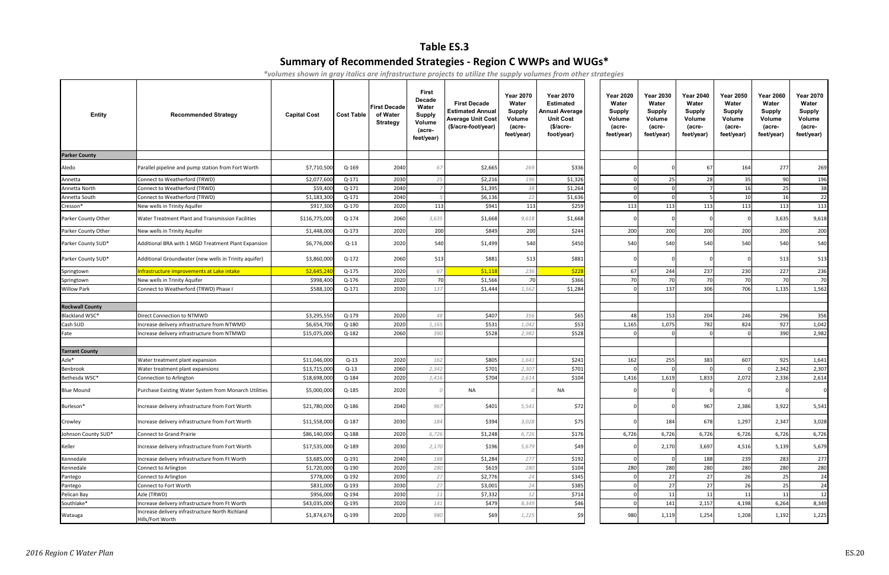# Table ES.3

## Summary of Recommended Strategies - Region C WWPs and WUGs*

*\*volumes shown in gray italics are infrastructure projects to utilize the supply volumes from other strategies*

| Entity | Recommended Strategy | Capital Cost | Cost Table | First Decade of Water Strategy | First Decade Water Supply Volume (acre-feet/year) | First Decade Estimated Annual Average Unit Cost ($/acre-foot/year) | Year 2070 Water Supply Volume (acre-feet/year) | Year 2070 Estimated Annual Average Unit Cost ($/acre-foot/year) | Year 2020 Water Supply Volume (acre-feet/year) | Year 2030 Water Supply Volume (acre-feet/year) | Year 2040 Water Supply Volume (acre-feet/year) | Year 2050 Water Supply Volume (acre-feet/year) | Year 2060 Water Supply Volume (acre-feet/year) | Year 2070 Water Supply Volume (acre-feet/year) |
|---|---|---|---|---|---|---|---|---|---|---|---|---|---|---|
| **Parker County** | | | | | | | | | | | | | | |
| Aledo | Parallel pipeline and pump station from Fort Worth | $7,710,500 | Q-169 | 2040 | *67* | $2,665 | *269* | $336 | 0 | 0 | 67 | 164 | 277 | 269 |
| Annetta | Connect to Weatherford (TRWD) | $2,077,600 | Q-171 | 2030 | *25* | $2,216 | *196* | $1,326 | 0 | 25 | 28 | 35 | 90 | 196 |
| Annetta North | Connect to Weatherford (TRWD) | $59,400 | Q-171 | 2040 | *7* | $1,395 | *38* | $1,264 | 0 | 0 | 7 | 16 | 25 | 38 |
| Annetta South | Connect to Weatherford (TRWD) | $1,183,300 | Q-171 | 2040 | *5* | $6,136 | *22* | $1,636 | 0 | 0 | 5 | 10 | 16 | 22 |
| Cresson* | New wells in Trinity Aquifer | $917,300 | Q-170 | 2020 | 113 | $941 | 113 | $259 | 113 | 113 | 113 | 113 | 113 | 113 |
| Parker County Other | Water Treatment Plant and Transmission Facilities | $116,775,000 | Q-174 | 2060 | *3,635* | $1,668 | *9,618* | $1,668 | 0 | 0 | 0 | 0 | 3,635 | 9,618 |
| Parker County Other | New wells in Trinity Aquifer | $1,448,000 | Q-173 | 2020 | 200 | $849 | 200 | $244 | 200 | 200 | 200 | 200 | 200 | 200 |
| Parker County SUD* | Additional BRA with 1 MGD Treatment Plant Expansion | $6,776,000 | Q-13 | 2020 | 540 | $1,499 | 540 | $450 | 540 | 540 | 540 | 540 | 540 | 540 |
| Parker County SUD* | Additional Groundwater (new wells in Trinity aquifer) | $3,860,000 | Q-172 | 2060 | 513 | $881 | 513 | $881 | 0 | 0 | 0 | 0 | 513 | 513 |
| Springtown | Infrastructure improvements at Lake intake | $2,645,240 | Q-175 | 2020 | *67* | $1,118 | *236* | $228 | 67 | 244 | 237 | 230 | 227 | 236 |
| Springtown | New wells in Trinity Aquifer | $998,400 | Q-176 | 2020 | 70 | $1,566 | 70 | $366 | 70 | 70 | 70 | 70 | 70 | 70 |
| Willow Park | Connect to Weatherford (TRWD) Phase I | $588,100 | Q-171 | 2030 | *137* | $1,444 | *1,562* | $1,284 | 0 | 137 | 306 | 706 | 1,135 | 1,562 |
| **Rockwall County** | | | | | | | | | | | | | | |
| Blackland WSC* | Direct Connection to NTMWD | $3,295,550 | Q-179 | 2020 | *48* | $407 | *356* | $65 | 48 | 153 | 204 | 246 | 296 | 356 |
| Cash SUD | Increase delivery infrastructure from NTMWD | $6,654,700 | Q-180 | 2020 | *1,165* | $531 | *1,042* | $53 | 1,165 | 1,075 | 782 | 824 | 927 | 1,042 |
| Fate | Increase delivery infrastructure from NTMWD | $15,075,000 | Q-182 | 2060 | *390* | $528 | *2,982* | $528 | 0 | 0 | 0 | 0 | 390 | 2,982 |
| **Tarrant County** | | | | | | | | | | | | | | |
| Azle* | Water treatment plant expansion | $11,046,000 | Q-13 | 2020 | *162* | $805 | *1,641* | $241 | 162 | 255 | 383 | 607 | 925 | 1,641 |
| Benbrook | Water treatment plant expansions | $13,715,000 | Q-13 | 2060 | *2,342* | $701 | *2,307* | $701 | 0 | 0 | 0 | 0 | 2,342 | 2,307 |
| Bethesda WSC* | Connection to Arlington | $18,698,000 | Q-184 | 2020 | *1,416* | $704 | *2,614* | $104 | 1,416 | 1,619 | 1,833 | 2,072 | 2,336 | 2,614 |
| Blue Mound | Purchase Existing Water System from Monarch Utilities | $5,000,000 | Q-185 | 2020 | *0* | NA | *0* | NA | 0 | 0 | 0 | 0 | 0 | 0 |
| Burleson* | Increase delivery infrastructure from Fort Worth | $21,780,000 | Q-186 | 2040 | *967* | $401 | *5,541* | $72 | 0 | 0 | 967 | 2,386 | 3,922 | 5,541 |
| Crowley | Increase delivery infrastructure from Fort Worth | $11,558,000 | Q-187 | 2030 | *184* | $394 | *3,028* | $75 | 0 | 184 | 678 | 1,297 | 2,347 | 3,028 |
| Johnson County SUD* | Connect to Grand Prairie | $86,140,000 | Q-188 | 2020 | *6,726* | $1,248 | *6,726* | $176 | 6,726 | 6,726 | 6,726 | 6,726 | 6,726 | 6,726 |
| Keller | Increase delivery infrastructure from Fort Worth | $17,535,000 | Q-189 | 2030 | *2,170* | $196 | *5,679* | $49 | 0 | 2,170 | 3,697 | 4,516 | 5,139 | 5,679 |
| Kennedale | Increase delivery infrastructure from Ft Worth | $3,685,000 | Q-191 | 2040 | *188* | $1,284 | *277* | $192 | 0 | 0 | 188 | 239 | 283 | 277 |
| Kennedale | Connect to Arlington | $1,720,000 | Q-190 | 2020 | *280* | $619 | *280* | $104 | 280 | 280 | 280 | 280 | 280 | 280 |
| Pantego | Connect to Arlington | $778,000 | Q-192 | 2030 | *27* | $2,776 | *24* | $345 | 0 | 27 | 27 | 26 | 25 | 24 |
| Pantego | Connect to Fort Worth | $831,000 | Q-193 | 2030 | *27* | $3,001 | *24* | $385 | 0 | 27 | 27 | 26 | 25 | 24 |
| Pelican Bay | Azle (TRWD) | $956,000 | Q-194 | 2030 | *11* | $7,332 | *12* | $714 | 0 | 11 | 11 | 11 | 11 | 12 |
| Southlake* | Increase delivery infrastructure from Ft Worth | $43,035,000 | Q-195 | 2020 | *141* | $479 | *8,349* | $46 | 0 | 141 | 2,157 | 4,198 | 6,264 | 8,349 |
| Watauga | Increase delivery infrastructure North Richland Hills/Fort Worth | $1,874,676 | Q-199 | 2020 | *980* | $69 | *1,225* | $9 | 980 | 1,119 | 1,254 | 1,208 | 1,192 | 1,225 |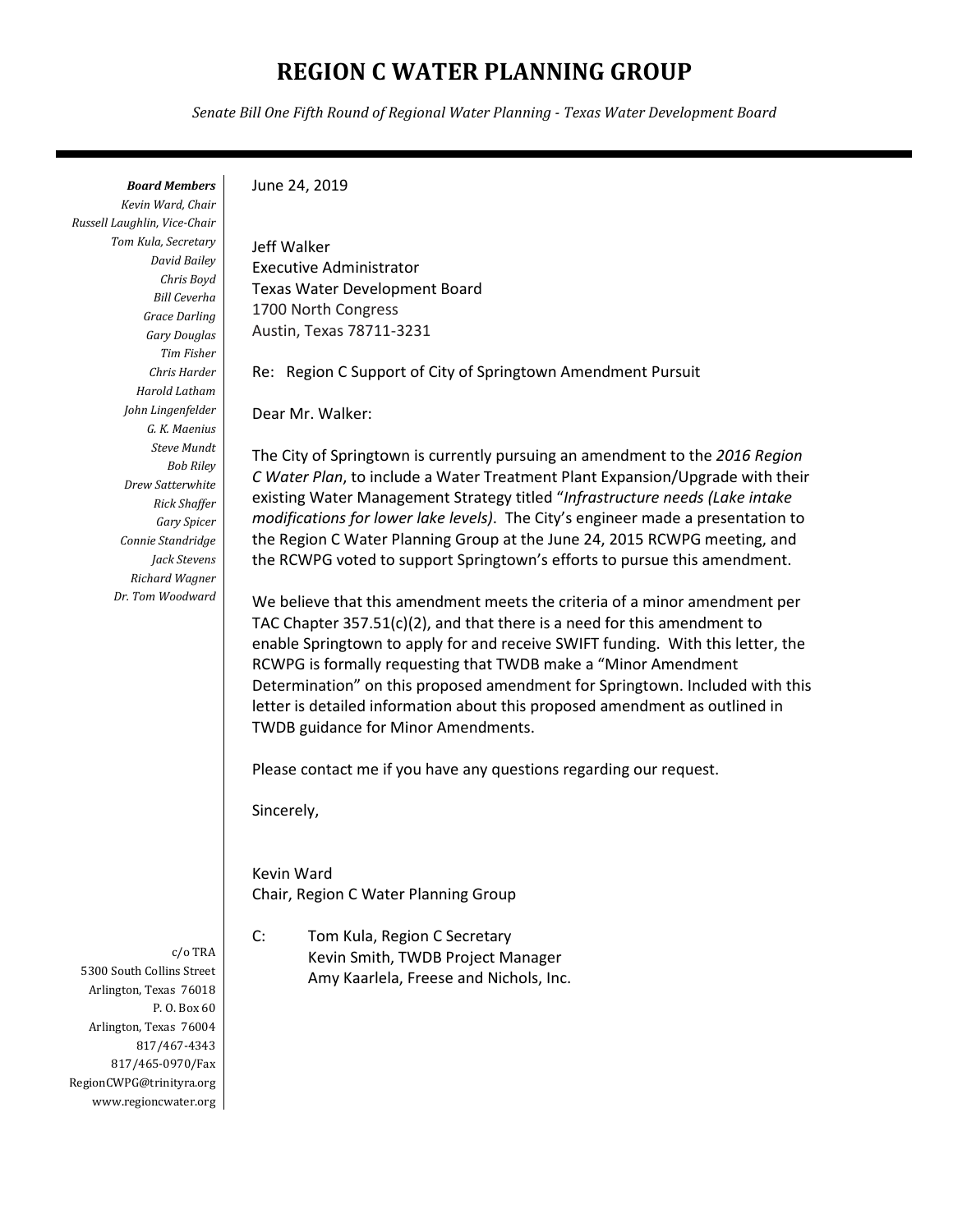# REGION C WATER PLANNING GROUP

*Senate Bill One Fifth Round of Regional Water Planning - Texas Water Development Board*

***Board Members***
*Kevin Ward, Chair*
*Russell Laughlin, Vice-Chair*
*Tom Kula, Secretary*
*David Bailey*
*Chris Boyd*
*Bill Ceverha*
*Grace Darling*
*Gary Douglas*
*Tim Fisher*
*Chris Harder*
*Harold Latham*
*John Lingenfelder*
*G. K. Maenius*
*Steve Mundt*
*Bob Riley*
*Drew Satterwhite*
*Rick Shaffer*
*Gary Spicer*
*Connie Standridge*
*Jack Stevens*
*Richard Wagner*
*Dr. Tom Woodward*

June 24, 2019

Jeff Walker
Executive Administrator
Texas Water Development Board
1700 North Congress
Austin, Texas 78711-3231

Re: Region C Support of City of Springtown Amendment Pursuit

Dear Mr. Walker:

The City of Springtown is currently pursuing an amendment to the *2016 Region C Water Plan*, to include a Water Treatment Plant Expansion/Upgrade with their existing Water Management Strategy titled "*Infrastructure needs (Lake intake modifications for lower lake levels)*. The City's engineer made a presentation to the Region C Water Planning Group at the June 24, 2015 RCWPG meeting, and the RCWPG voted to support Springtown's efforts to pursue this amendment.

We believe that this amendment meets the criteria of a minor amendment per TAC Chapter 357.51(c)(2), and that there is a need for this amendment to enable Springtown to apply for and receive SWIFT funding. With this letter, the RCWPG is formally requesting that TWDB make a "Minor Amendment Determination" on this proposed amendment for Springtown. Included with this letter is detailed information about this proposed amendment as outlined in TWDB guidance for Minor Amendments.

Please contact me if you have any questions regarding our request.

Sincerely,

Kevin Ward
Chair, Region C Water Planning Group

C: Tom Kula, Region C Secretary
Kevin Smith, TWDB Project Manager
Amy Kaarlela, Freese and Nichols, Inc.

c/o TRA
5300 South Collins Street
Arlington, Texas 76018
P. O. Box 60
Arlington, Texas 76004
817/467-4343
817/465-0970/Fax
RegionCWPG@trinityra.org
www.regioncwater.org